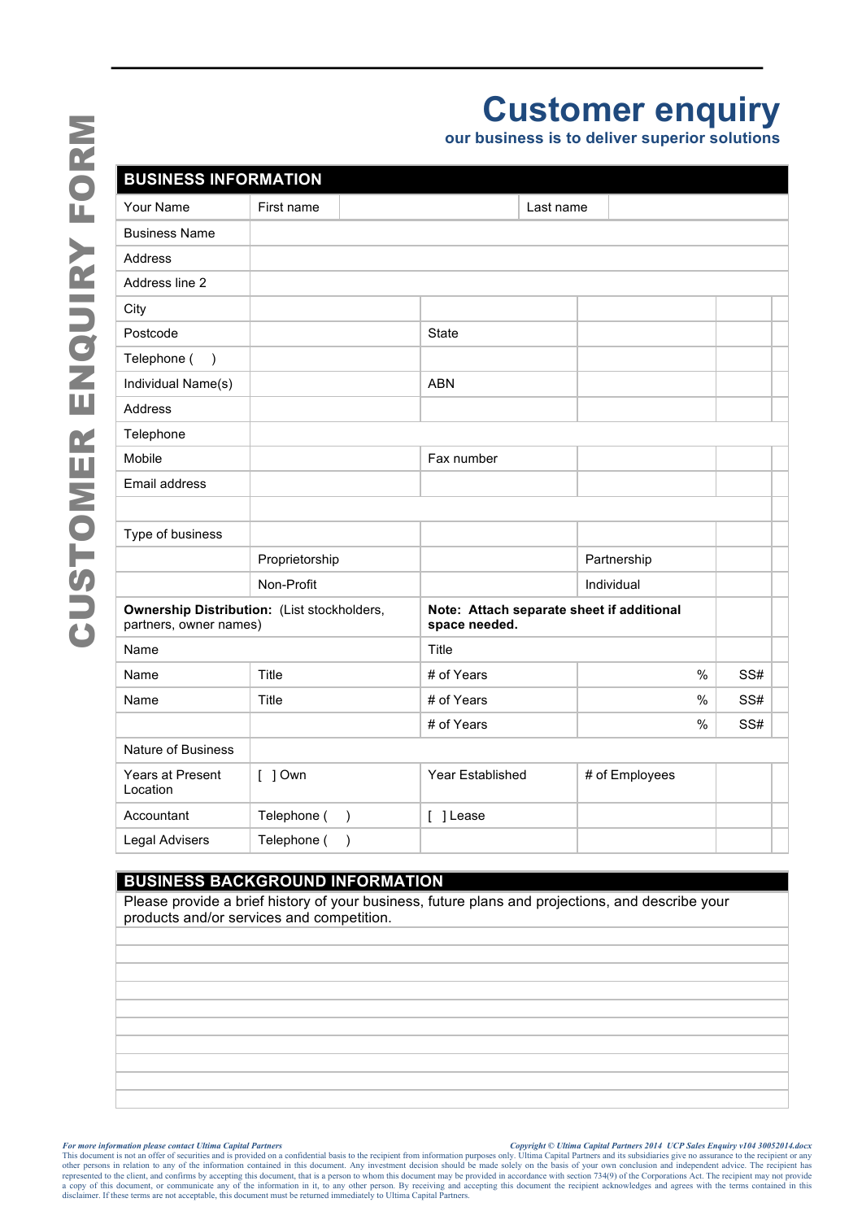CUSTOMER ENQUIRY FORM

# Customer enquiry

**our business is to deliver superior solutions**

## BUSINESS INFORMATION

| | | | | | |
|---|---|---|---|---|---|
| Your Name | First name | | Last name | | |
| Business Name | | | | | |
| Address | | | | | |
| Address line 2 | | | | | |
| City | | | | | |
| Postcode | | State | | | |
| Telephone (     ) | | | | | |
| Individual Name(s) | | ABN | | | |
| Address | | | | | |
| Telephone | | | | | |
| Mobile | | Fax number | | | |
| Email address | | | | | |
| | | | | | |
| Type of business | | | | | |
| | Proprietorship | | Partnership | | |
| | Non-Profit | | Individual | | |
| **Ownership Distribution:** (List stockholders, partners, owner names) | | **Note: Attach separate sheet if additional space needed.** | | | |
| Name | | Title | | | |
| Name | Title | # of Years | % | SS# | |
| Name | Title | # of Years | % | SS# | |
| | | # of Years | % | SS# | |
| Nature of Business | | | | | |
| Years at Present Location | [  ] Own | Year Established | # of Employees | | |
| Accountant | Telephone (     ) | [  ] Lease | | | |
| Legal Advisers | Telephone (     ) | | | | |

## BUSINESS BACKGROUND INFORMATION

Please provide a brief history of your business, future plans and projections, and describe your products and/or services and competition.

*For more information please contact Ultima Capital Partners*

*Copyright © Ultima Capital Partners 2014 UCP Sales Enquiry v104 30052014.docx*

This document is not an offer of securities and is provided on a confidential basis to the recipient from information purposes only. Ultima Capital Partners and its subsidiaries give no assurance to the recipient or any other persons in relation to any of the information contained in this document. Any investment decision should be made solely on the basis of your own conclusion and independent advice. The recipient has represented to the client, and confirms by accepting this document, that is a person to whom this document may be provided in accordance with section 734(9) of the Corporations Act. The recipient may not provide a copy of this document, or communicate any of the information in it, to any other person. By receiving and accepting this document the recipient acknowledges and agrees with the terms contained in this disclaimer. If these terms are not acceptable, this document must be returned immediately to Ultima Capital Partners.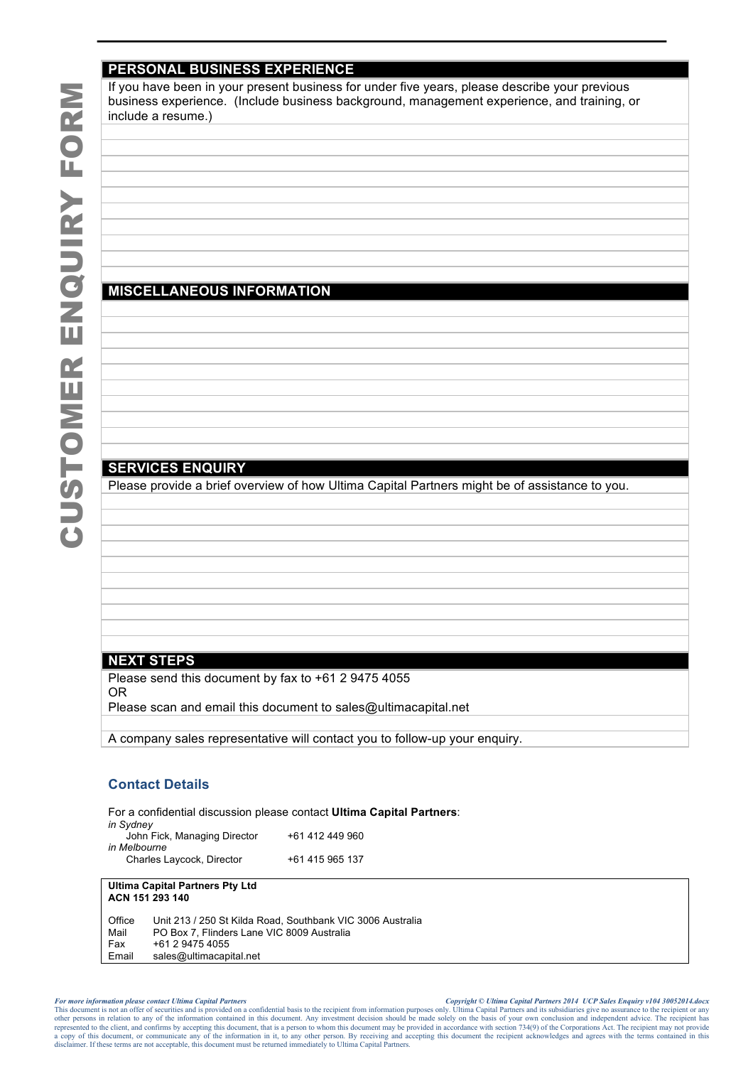## PERSONAL BUSINESS EXPERIENCE

If you have been in your present business for under five years, please describe your previous business experience. (Include business background, management experience, and training, or include a resume.)

## MISCELLANEOUS INFORMATION

## SERVICES ENQUIRY

Please provide a brief overview of how Ultima Capital Partners might be of assistance to you.

## NEXT STEPS

Please send this document by fax to +61 2 9475 4055
OR
Please scan and email this document to sales@ultimacapital.net

A company sales representative will contact you to follow-up your enquiry.

### Contact Details

For a confidential discussion please contact **Ultima Capital Partners**:

*in Sydney*

John Fick, Managing Director +61 412 449 960

*in Melbourne*

Charles Laycock, Director +61 415 965 137

**Ultima Capital Partners Pty Ltd**
**ACN 151 293 140**

| | |
|---|---|
| Office | Unit 213 / 250 St Kilda Road, Southbank VIC 3006 Australia |
| Mail | PO Box 7, Flinders Lane VIC 8009 Australia |
| Fax | +61 2 9475 4055 |
| Email | sales@ultimacapital.net |

*For more information please contact Ultima Capital Partners* *Copyright © Ultima Capital Partners 2014 UCP Sales Enquiry v104 30052014.docx*

This document is not an offer of securities and is provided on a confidential basis to the recipient from information purposes only. Ultima Capital Partners and its subsidiaries give no assurance to the recipient or any other persons in relation to any of the information contained in this document. Any investment decision should be made solely on the basis of your own conclusion and independent advice. The recipient has represented to the client, and confirms by accepting this document, that is a person to whom this document may be provided in accordance with section 734(9) of the Corporations Act. The recipient may not provide a copy of this document, or communicate any of the information in it, to any other person. By receiving and accepting this document the recipient acknowledges and agrees with the terms contained in this disclaimer. If these terms are not acceptable, this document must be returned immediately to Ultima Capital Partners.